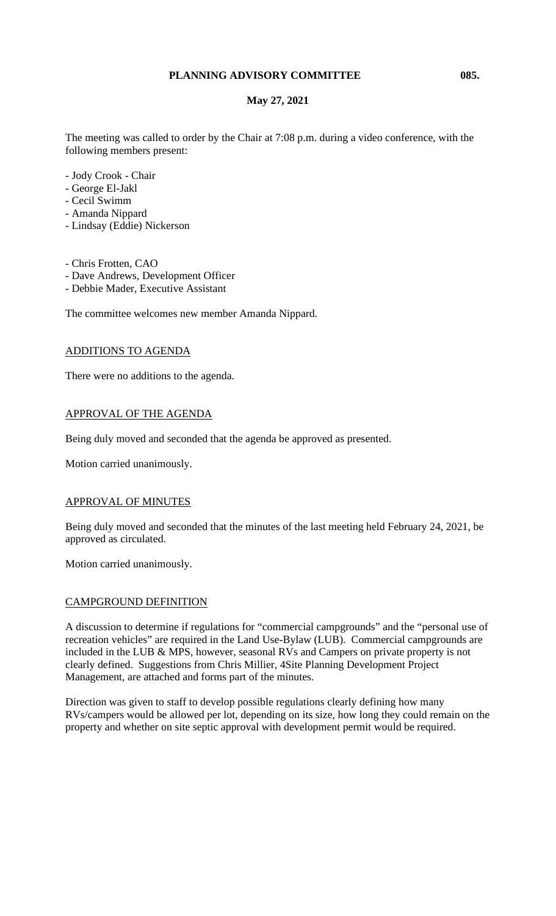# PLANNING ADVISORY COMMITTEE

**May 27, 2021**

The meeting was called to order by the Chair at 7:08 p.m. during a video conference, with the following members present:

- Jody Crook - Chair
- George El-Jakl
- Cecil Swimm
- Amanda Nippard
- Lindsay (Eddie) Nickerson

- Chris Frotten, CAO
- Dave Andrews, Development Officer
- Debbie Mader, Executive Assistant

The committee welcomes new member Amanda Nippard.

## ADDITIONS TO AGENDA

There were no additions to the agenda.

## APPROVAL OF THE AGENDA

Being duly moved and seconded that the agenda be approved as presented.

Motion carried unanimously.

## APPROVAL OF MINUTES

Being duly moved and seconded that the minutes of the last meeting held February 24, 2021, be approved as circulated.

Motion carried unanimously.

## CAMPGROUND DEFINITION

A discussion to determine if regulations for "commercial campgrounds" and the "personal use of recreation vehicles" are required in the Land Use-Bylaw (LUB). Commercial campgrounds are included in the LUB & MPS, however, seasonal RVs and Campers on private property is not clearly defined. Suggestions from Chris Millier, 4Site Planning Development Project Management, are attached and forms part of the minutes.

Direction was given to staff to develop possible regulations clearly defining how many RVs/campers would be allowed per lot, depending on its size, how long they could remain on the property and whether on site septic approval with development permit would be required.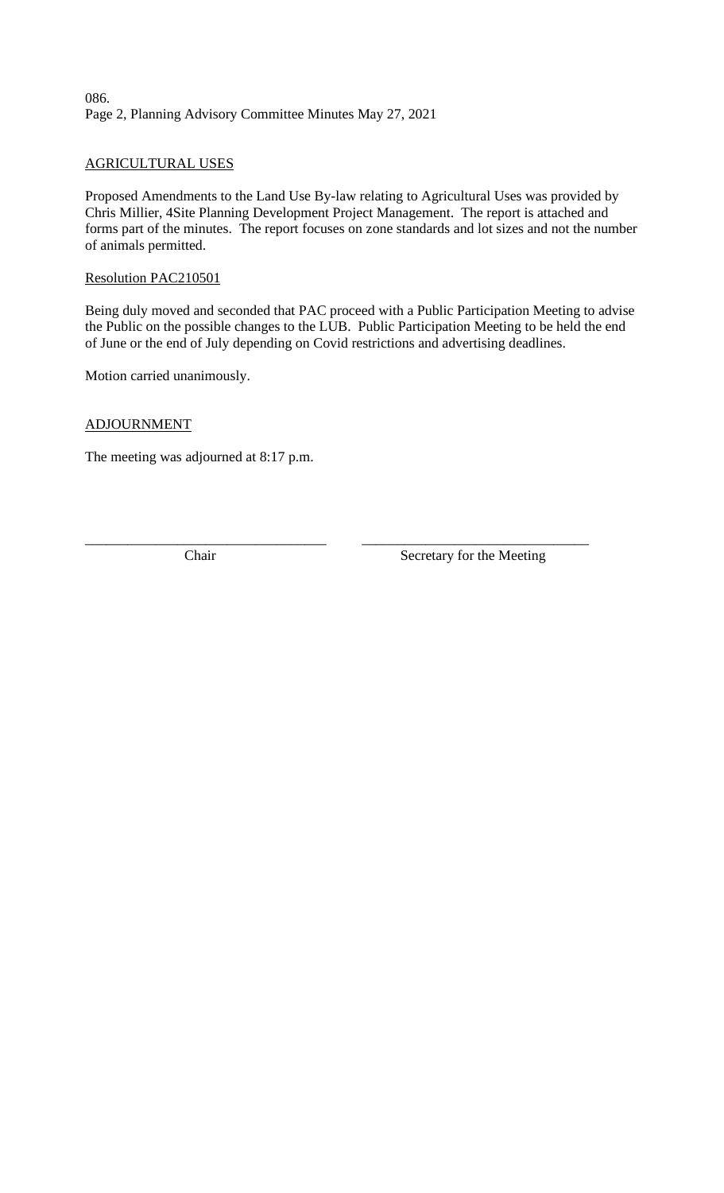## AGRICULTURAL USES

Proposed Amendments to the Land Use By-law relating to Agricultural Uses was provided by Chris Millier, 4Site Planning Development Project Management. The report is attached and forms part of the minutes. The report focuses on zone standards and lot sizes and not the number of animals permitted.

### Resolution PAC210501

Being duly moved and seconded that PAC proceed with a Public Participation Meeting to advise the Public on the possible changes to the LUB. Public Participation Meeting to be held the end of June or the end of July depending on Covid restrictions and advertising deadlines.

Motion carried unanimously.

## ADJOURNMENT

The meeting was adjourned at 8:17 p.m.

\_\_\_\_\_\_\_\_\_\_\_\_\_\_\_\_\_\_\_\_\_\_\_\_\_\_\_\_\_\_\_\_\_\_ Chair

\_\_\_\_\_\_\_\_\_\_\_\_\_\_\_\_\_\_\_\_\_\_\_\_\_\_\_\_\_\_\_\_\_\_ Secretary for the Meeting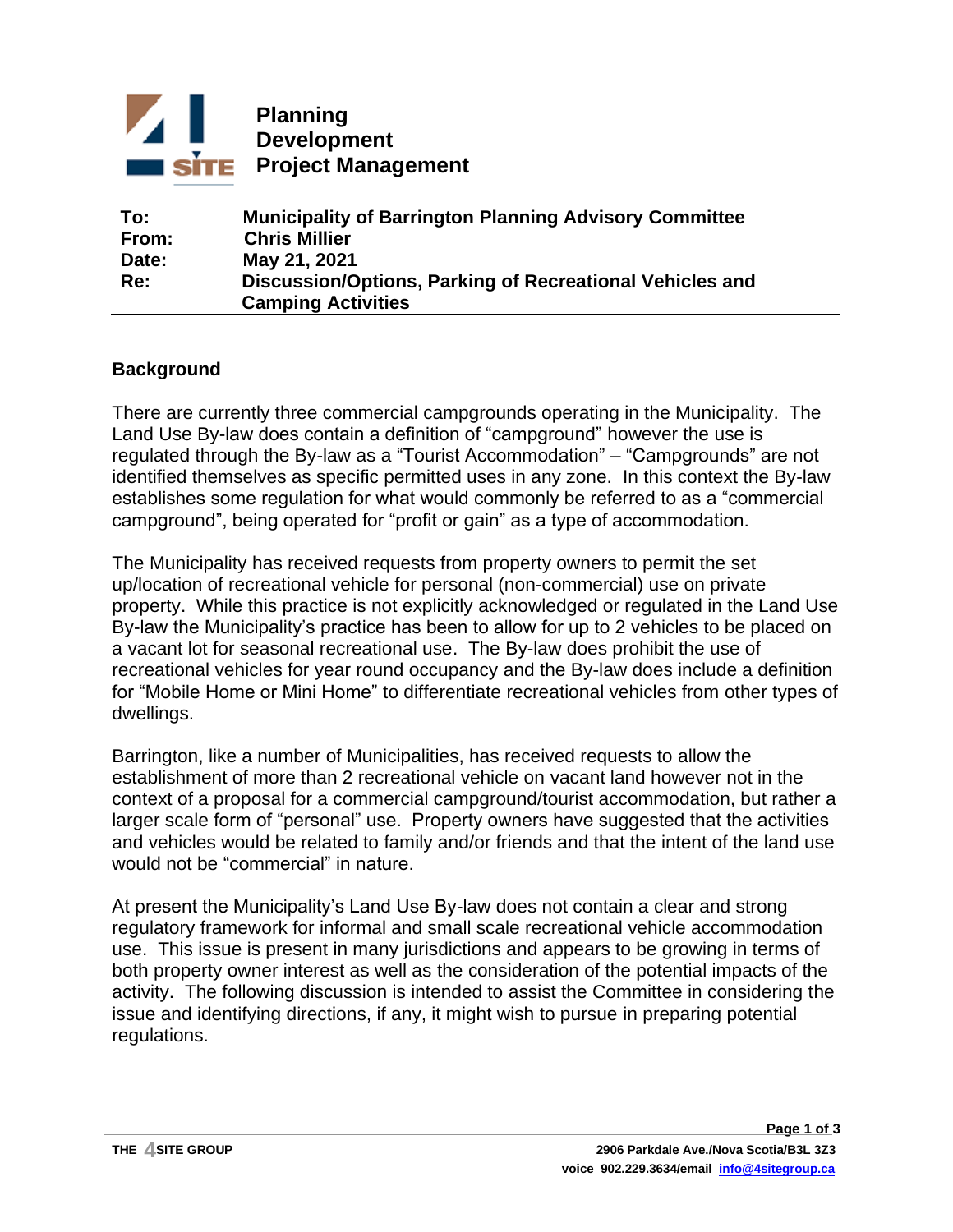**Planning**
**Development**
**Project Management**

| | |
|---|---|
| **To:** | **Municipality of Barrington Planning Advisory Committee** |
| **From:** | **Chris Millier** |
| **Date:** | **May 21, 2021** |
| **Re:** | **Discussion/Options, Parking of Recreational Vehicles and Camping Activities** |

## Background

There are currently three commercial campgrounds operating in the Municipality. The Land Use By-law does contain a definition of "campground" however the use is regulated through the By-law as a "Tourist Accommodation" – "Campgrounds" are not identified themselves as specific permitted uses in any zone. In this context the By-law establishes some regulation for what would commonly be referred to as a "commercial campground", being operated for "profit or gain" as a type of accommodation.

The Municipality has received requests from property owners to permit the set up/location of recreational vehicle for personal (non-commercial) use on private property. While this practice is not explicitly acknowledged or regulated in the Land Use By-law the Municipality's practice has been to allow for up to 2 vehicles to be placed on a vacant lot for seasonal recreational use. The By-law does prohibit the use of recreational vehicles for year round occupancy and the By-law does include a definition for "Mobile Home or Mini Home" to differentiate recreational vehicles from other types of dwellings.

Barrington, like a number of Municipalities, has received requests to allow the establishment of more than 2 recreational vehicle on vacant land however not in the context of a proposal for a commercial campground/tourist accommodation, but rather a larger scale form of "personal" use. Property owners have suggested that the activities and vehicles would be related to family and/or friends and that the intent of the land use would not be "commercial" in nature.

At present the Municipality's Land Use By-law does not contain a clear and strong regulatory framework for informal and small scale recreational vehicle accommodation use. This issue is present in many jurisdictions and appears to be growing in terms of both property owner interest as well as the consideration of the potential impacts of the activity. The following discussion is intended to assist the Committee in considering the issue and identifying directions, if any, it might wish to pursue in preparing potential regulations.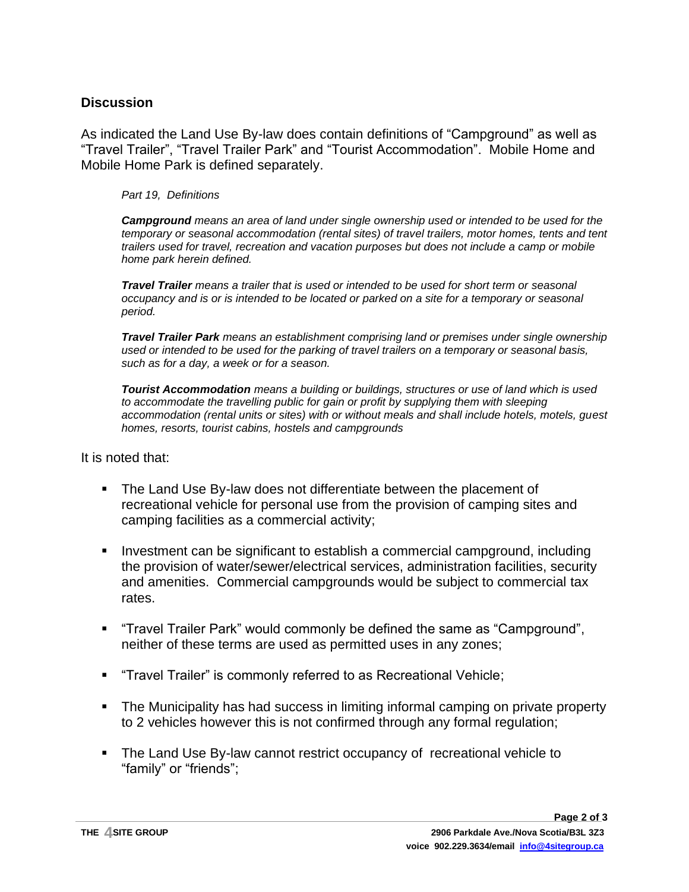## Discussion

As indicated the Land Use By-law does contain definitions of "Campground" as well as "Travel Trailer", "Travel Trailer Park" and "Tourist Accommodation". Mobile Home and Mobile Home Park is defined separately.

> *Part 19, Definitions*
>
> ***Campground*** *means an area of land under single ownership used or intended to be used for the temporary or seasonal accommodation (rental sites) of travel trailers, motor homes, tents and tent trailers used for travel, recreation and vacation purposes but does not include a camp or mobile home park herein defined.*
>
> ***Travel Trailer*** *means a trailer that is used or intended to be used for short term or seasonal occupancy and is or is intended to be located or parked on a site for a temporary or seasonal period.*
>
> ***Travel Trailer Park*** *means an establishment comprising land or premises under single ownership used or intended to be used for the parking of travel trailers on a temporary or seasonal basis, such as for a day, a week or for a season.*
>
> ***Tourist Accommodation*** *means a building or buildings, structures or use of land which is used to accommodate the travelling public for gain or profit by supplying them with sleeping accommodation (rental units or sites) with or without meals and shall include hotels, motels, guest homes, resorts, tourist cabins, hostels and campgrounds*

It is noted that:

- The Land Use By-law does not differentiate between the placement of recreational vehicle for personal use from the provision of camping sites and camping facilities as a commercial activity;
- Investment can be significant to establish a commercial campground, including the provision of water/sewer/electrical services, administration facilities, security and amenities. Commercial campgrounds would be subject to commercial tax rates.
- "Travel Trailer Park" would commonly be defined the same as "Campground", neither of these terms are used as permitted uses in any zones;
- "Travel Trailer" is commonly referred to as Recreational Vehicle;
- The Municipality has had success in limiting informal camping on private property to 2 vehicles however this is not confirmed through any formal regulation;
- The Land Use By-law cannot restrict occupancy of recreational vehicle to "family" or "friends";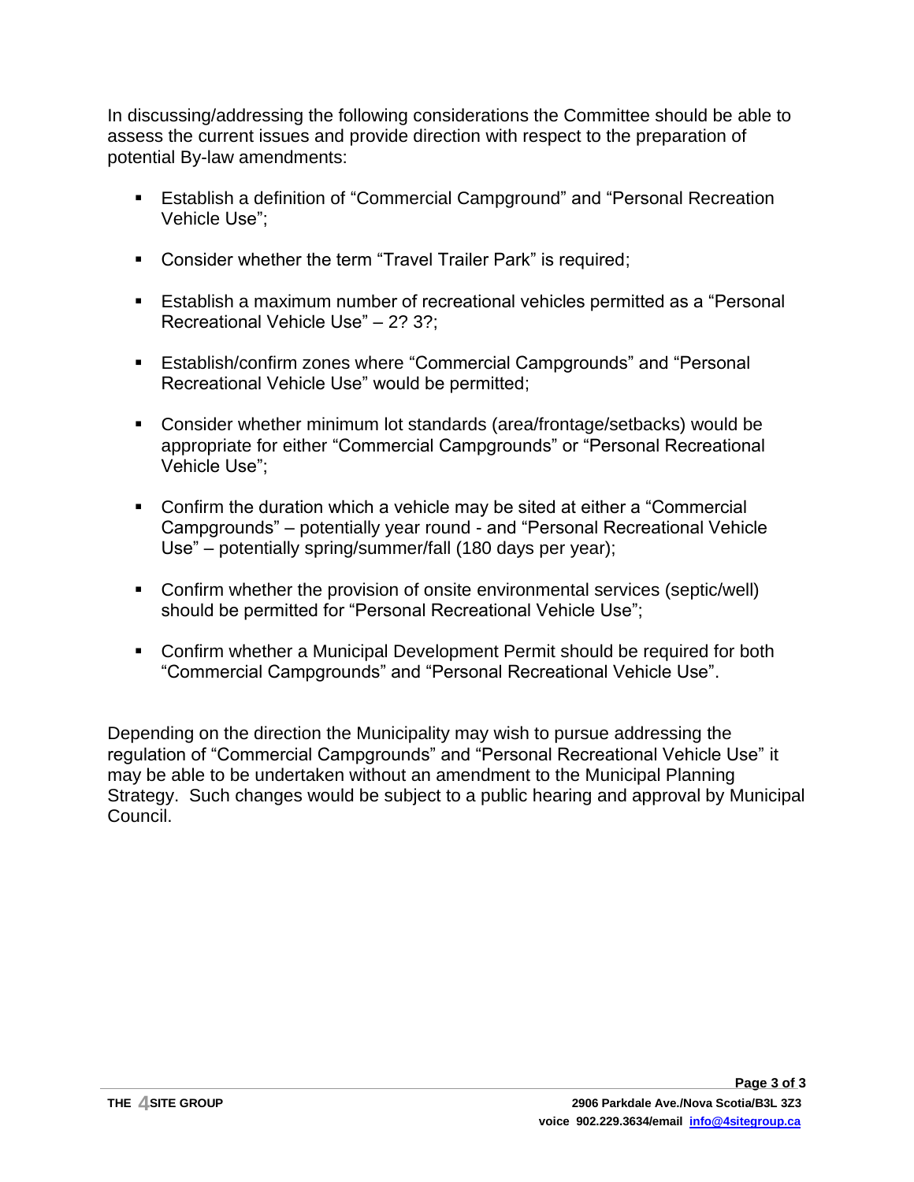In discussing/addressing the following considerations the Committee should be able to assess the current issues and provide direction with respect to the preparation of potential By-law amendments:

- Establish a definition of "Commercial Campground" and "Personal Recreation Vehicle Use";
- Consider whether the term "Travel Trailer Park" is required;
- Establish a maximum number of recreational vehicles permitted as a "Personal Recreational Vehicle Use" – 2? 3?;
- Establish/confirm zones where "Commercial Campgrounds" and "Personal Recreational Vehicle Use" would be permitted;
- Consider whether minimum lot standards (area/frontage/setbacks) would be appropriate for either "Commercial Campgrounds" or "Personal Recreational Vehicle Use";
- Confirm the duration which a vehicle may be sited at either a "Commercial Campgrounds" – potentially year round - and "Personal Recreational Vehicle Use" – potentially spring/summer/fall (180 days per year);
- Confirm whether the provision of onsite environmental services (septic/well) should be permitted for "Personal Recreational Vehicle Use";
- Confirm whether a Municipal Development Permit should be required for both "Commercial Campgrounds" and "Personal Recreational Vehicle Use".

Depending on the direction the Municipality may wish to pursue addressing the regulation of "Commercial Campgrounds" and "Personal Recreational Vehicle Use" it may be able to be undertaken without an amendment to the Municipal Planning Strategy. Such changes would be subject to a public hearing and approval by Municipal Council.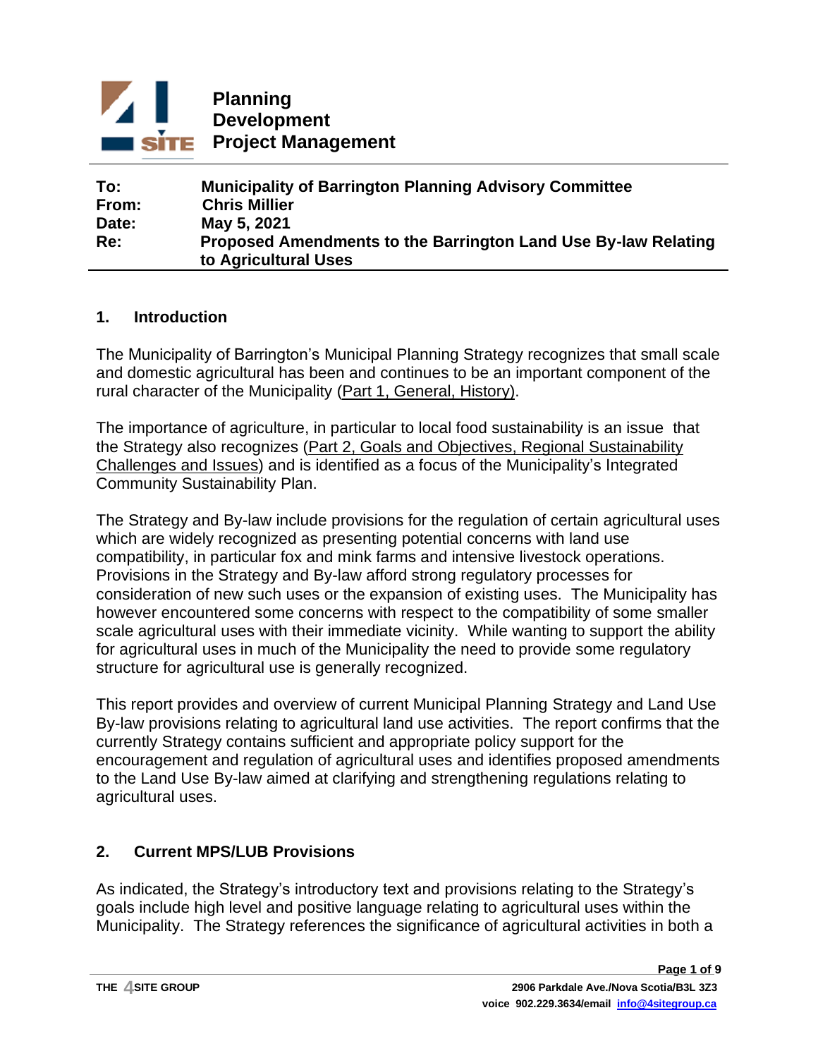**Planning**
**Development**
**Project Management**

| | |
|---|---|
| **To:** | **Municipality of Barrington Planning Advisory Committee** |
| **From:** | **Chris Millier** |
| **Date:** | **May 5, 2021** |
| **Re:** | **Proposed Amendments to the Barrington Land Use By-law Relating to Agricultural Uses** |

## 1. Introduction

The Municipality of Barrington's Municipal Planning Strategy recognizes that small scale and domestic agricultural has been and continues to be an important component of the rural character of the Municipality (Part 1, General, History).

The importance of agriculture, in particular to local food sustainability is an issue that the Strategy also recognizes (Part 2, Goals and Objectives, Regional Sustainability Challenges and Issues) and is identified as a focus of the Municipality's Integrated Community Sustainability Plan.

The Strategy and By-law include provisions for the regulation of certain agricultural uses which are widely recognized as presenting potential concerns with land use compatibility, in particular fox and mink farms and intensive livestock operations. Provisions in the Strategy and By-law afford strong regulatory processes for consideration of new such uses or the expansion of existing uses. The Municipality has however encountered some concerns with respect to the compatibility of some smaller scale agricultural uses with their immediate vicinity. While wanting to support the ability for agricultural uses in much of the Municipality the need to provide some regulatory structure for agricultural use is generally recognized.

This report provides and overview of current Municipal Planning Strategy and Land Use By-law provisions relating to agricultural land use activities. The report confirms that the currently Strategy contains sufficient and appropriate policy support for the encouragement and regulation of agricultural uses and identifies proposed amendments to the Land Use By-law aimed at clarifying and strengthening regulations relating to agricultural uses.

## 2. Current MPS/LUB Provisions

As indicated, the Strategy's introductory text and provisions relating to the Strategy's goals include high level and positive language relating to agricultural uses within the Municipality. The Strategy references the significance of agricultural activities in both a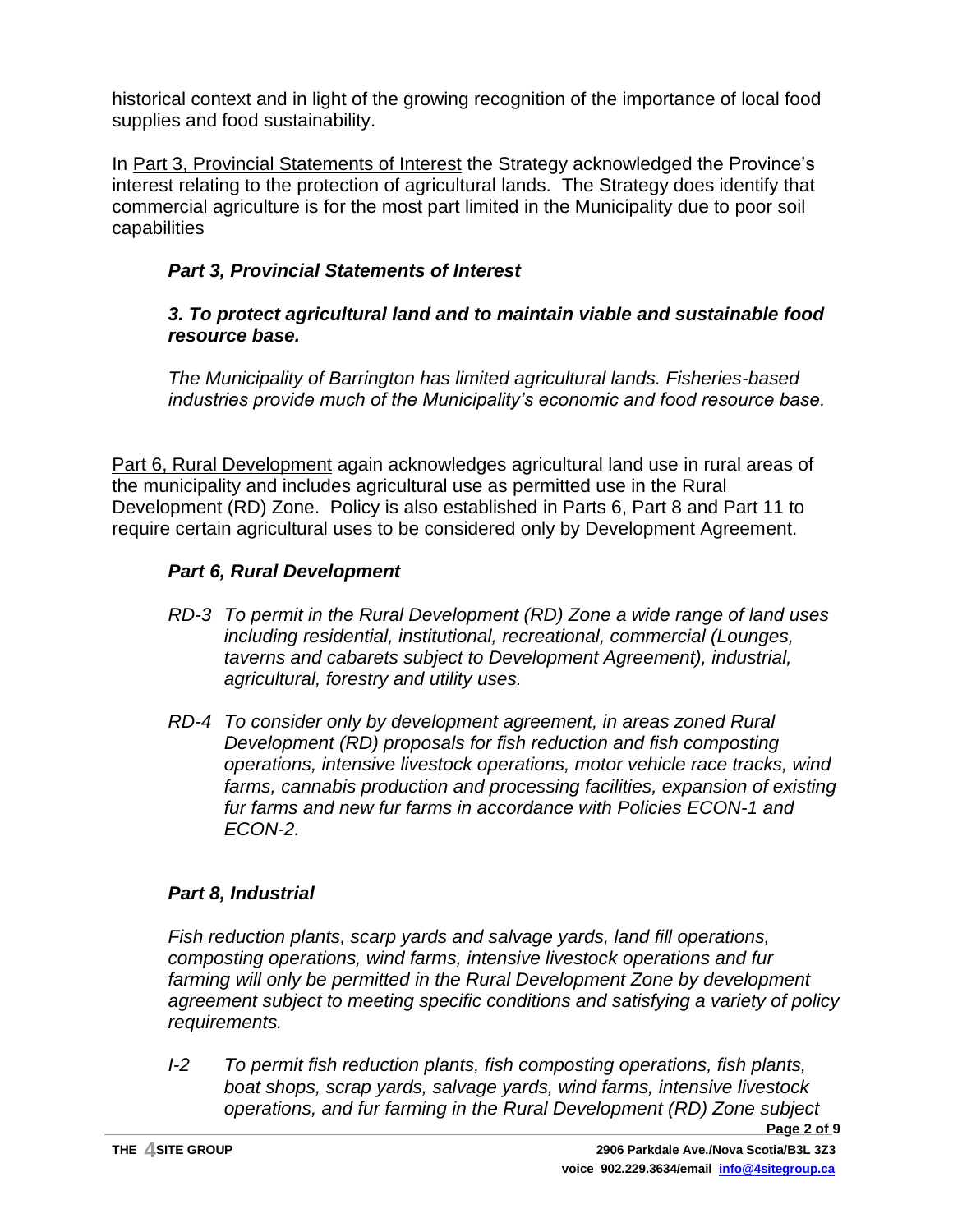historical context and in light of the growing recognition of the importance of local food supplies and food sustainability.

In Part 3, Provincial Statements of Interest the Strategy acknowledged the Province's interest relating to the protection of agricultural lands. The Strategy does identify that commercial agriculture is for the most part limited in the Municipality due to poor soil capabilities

### *Part 3, Provincial Statements of Interest*

***3. To protect agricultural land and to maintain viable and sustainable food resource base.***

*The Municipality of Barrington has limited agricultural lands. Fisheries-based industries provide much of the Municipality's economic and food resource base.*

Part 6, Rural Development again acknowledges agricultural land use in rural areas of the municipality and includes agricultural use as permitted use in the Rural Development (RD) Zone. Policy is also established in Parts 6, Part 8 and Part 11 to require certain agricultural uses to be considered only by Development Agreement.

### *Part 6, Rural Development*

*RD-3 To permit in the Rural Development (RD) Zone a wide range of land uses including residential, institutional, recreational, commercial (Lounges, taverns and cabarets subject to Development Agreement), industrial, agricultural, forestry and utility uses.*

*RD-4 To consider only by development agreement, in areas zoned Rural Development (RD) proposals for fish reduction and fish composting operations, intensive livestock operations, motor vehicle race tracks, wind farms, cannabis production and processing facilities, expansion of existing fur farms and new fur farms in accordance with Policies ECON-1 and ECON-2.*

### *Part 8, Industrial*

*Fish reduction plants, scarp yards and salvage yards, land fill operations, composting operations, wind farms, intensive livestock operations and fur farming will only be permitted in the Rural Development Zone by development agreement subject to meeting specific conditions and satisfying a variety of policy requirements.*

*I-2 To permit fish reduction plants, fish composting operations, fish plants, boat shops, scrap yards, salvage yards, wind farms, intensive livestock operations, and fur farming in the Rural Development (RD) Zone subject*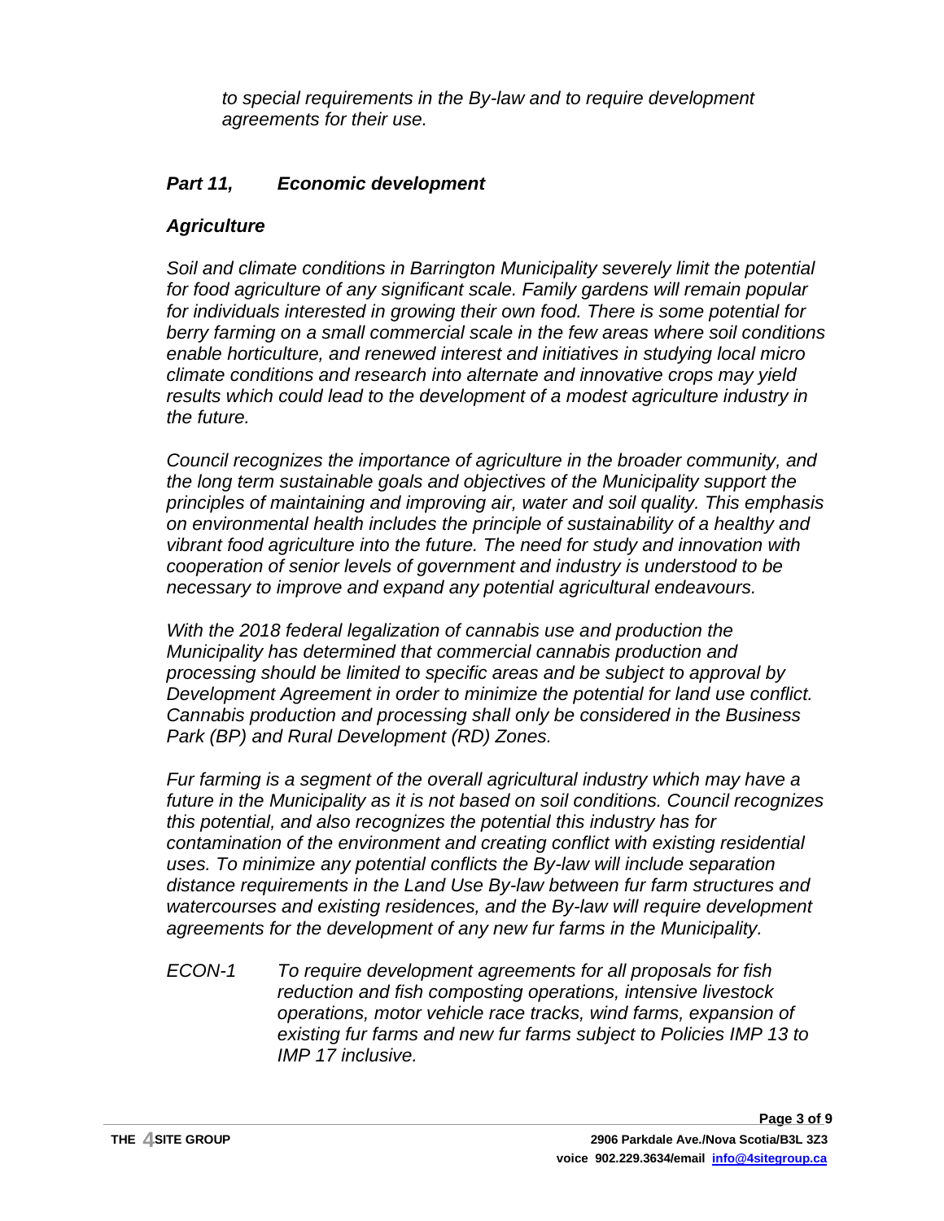*to special requirements in the By-law and to require development agreements for their use.*

## *Part 11, Economic development*

### *Agriculture*

*Soil and climate conditions in Barrington Municipality severely limit the potential for food agriculture of any significant scale. Family gardens will remain popular for individuals interested in growing their own food. There is some potential for berry farming on a small commercial scale in the few areas where soil conditions enable horticulture, and renewed interest and initiatives in studying local micro climate conditions and research into alternate and innovative crops may yield results which could lead to the development of a modest agriculture industry in the future.*

*Council recognizes the importance of agriculture in the broader community, and the long term sustainable goals and objectives of the Municipality support the principles of maintaining and improving air, water and soil quality. This emphasis on environmental health includes the principle of sustainability of a healthy and vibrant food agriculture into the future. The need for study and innovation with cooperation of senior levels of government and industry is understood to be necessary to improve and expand any potential agricultural endeavours.*

*With the 2018 federal legalization of cannabis use and production the Municipality has determined that commercial cannabis production and processing should be limited to specific areas and be subject to approval by Development Agreement in order to minimize the potential for land use conflict. Cannabis production and processing shall only be considered in the Business Park (BP) and Rural Development (RD) Zones.*

*Fur farming is a segment of the overall agricultural industry which may have a future in the Municipality as it is not based on soil conditions. Council recognizes this potential, and also recognizes the potential this industry has for contamination of the environment and creating conflict with existing residential uses. To minimize any potential conflicts the By-law will include separation distance requirements in the Land Use By-law between fur farm structures and watercourses and existing residences, and the By-law will require development agreements for the development of any new fur farms in the Municipality.*

*ECON-1 To require development agreements for all proposals for fish reduction and fish composting operations, intensive livestock operations, motor vehicle race tracks, wind farms, expansion of existing fur farms and new fur farms subject to Policies IMP 13 to IMP 17 inclusive.*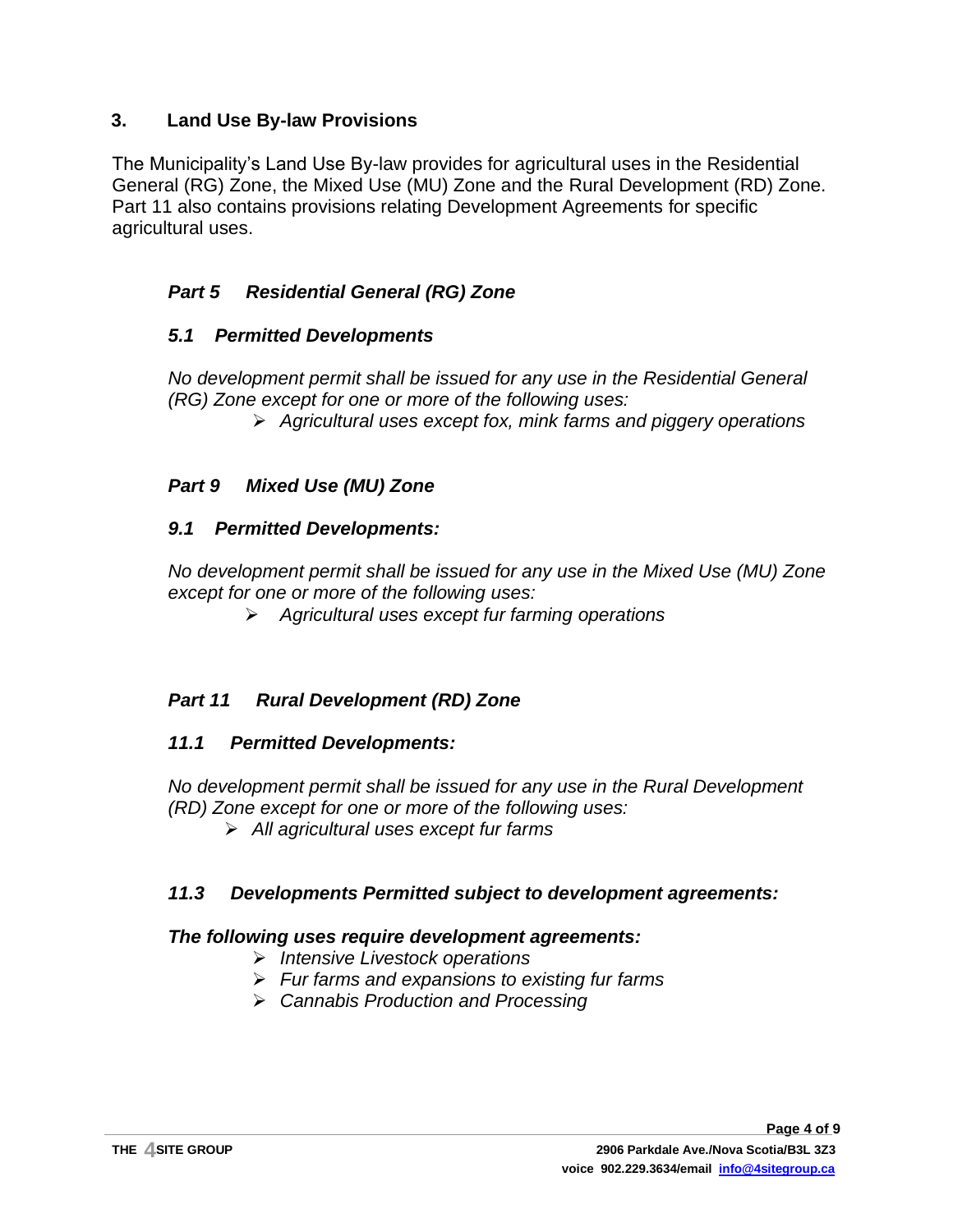## 3. Land Use By-law Provisions

The Municipality's Land Use By-law provides for agricultural uses in the Residential General (RG) Zone, the Mixed Use (MU) Zone and the Rural Development (RD) Zone. Part 11 also contains provisions relating Development Agreements for specific agricultural uses.

### *Part 5 Residential General (RG) Zone*

#### *5.1 Permitted Developments*

*No development permit shall be issued for any use in the Residential General (RG) Zone except for one or more of the following uses:*

- *Agricultural uses except fox, mink farms and piggery operations*

### *Part 9 Mixed Use (MU) Zone*

#### *9.1 Permitted Developments:*

*No development permit shall be issued for any use in the Mixed Use (MU) Zone except for one or more of the following uses:*

- *Agricultural uses except fur farming operations*

### *Part 11 Rural Development (RD) Zone*

#### *11.1 Permitted Developments:*

*No development permit shall be issued for any use in the Rural Development (RD) Zone except for one or more of the following uses:*

- *All agricultural uses except fur farms*

#### *11.3 Developments Permitted subject to development agreements:*

***The following uses require development agreements:***

- *Intensive Livestock operations*
- *Fur farms and expansions to existing fur farms*
- *Cannabis Production and Processing*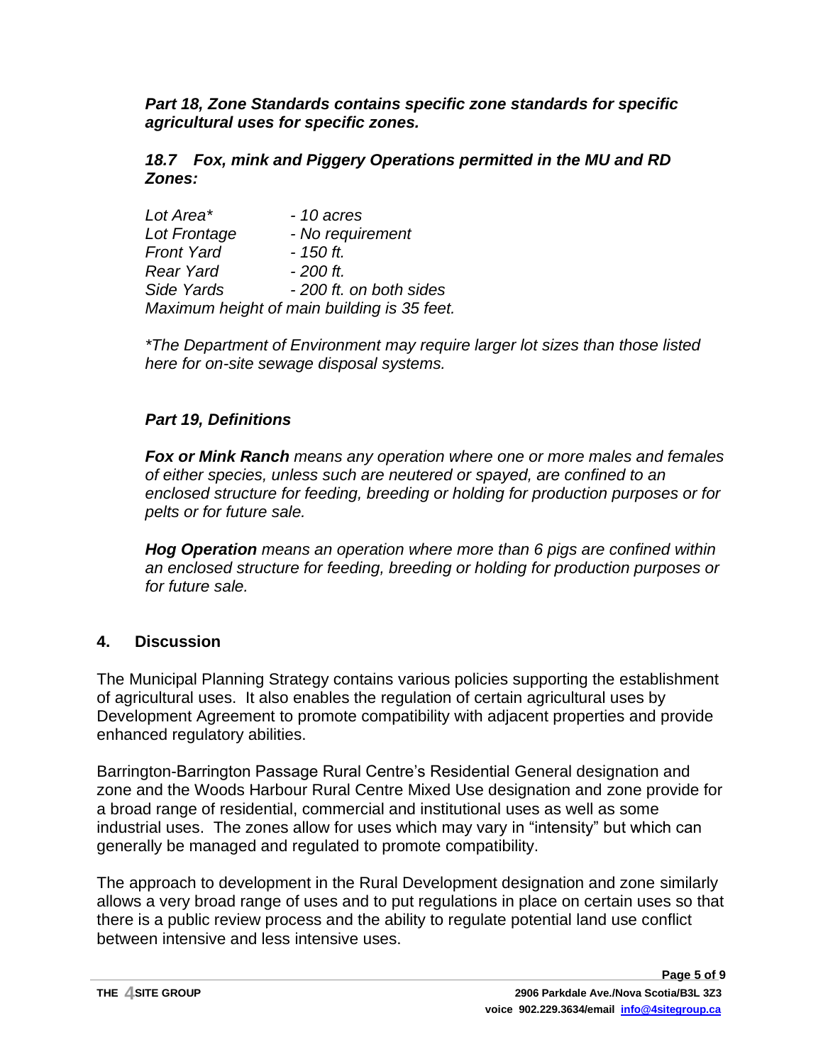***Part 18, Zone Standards contains specific zone standards for specific agricultural uses for specific zones.***

***18.7 Fox, mink and Piggery Operations permitted in the MU and RD Zones:***

*Lot Area\* - 10 acres*
*Lot Frontage - No requirement*
*Front Yard - 150 ft.*
*Rear Yard - 200 ft.*
*Side Yards - 200 ft. on both sides*
*Maximum height of main building is 35 feet.*

*\*The Department of Environment may require larger lot sizes than those listed here for on-site sewage disposal systems.*

***Part 19, Definitions***

***Fox or Mink Ranch*** *means any operation where one or more males and females of either species, unless such are neutered or spayed, are confined to an enclosed structure for feeding, breeding or holding for production purposes or for pelts or for future sale.*

***Hog Operation*** *means an operation where more than 6 pigs are confined within an enclosed structure for feeding, breeding or holding for production purposes or for future sale.*

## 4. Discussion

The Municipal Planning Strategy contains various policies supporting the establishment of agricultural uses. It also enables the regulation of certain agricultural uses by Development Agreement to promote compatibility with adjacent properties and provide enhanced regulatory abilities.

Barrington-Barrington Passage Rural Centre's Residential General designation and zone and the Woods Harbour Rural Centre Mixed Use designation and zone provide for a broad range of residential, commercial and institutional uses as well as some industrial uses. The zones allow for uses which may vary in "intensity" but which can generally be managed and regulated to promote compatibility.

The approach to development in the Rural Development designation and zone similarly allows a very broad range of uses and to put regulations in place on certain uses so that there is a public review process and the ability to regulate potential land use conflict between intensive and less intensive uses.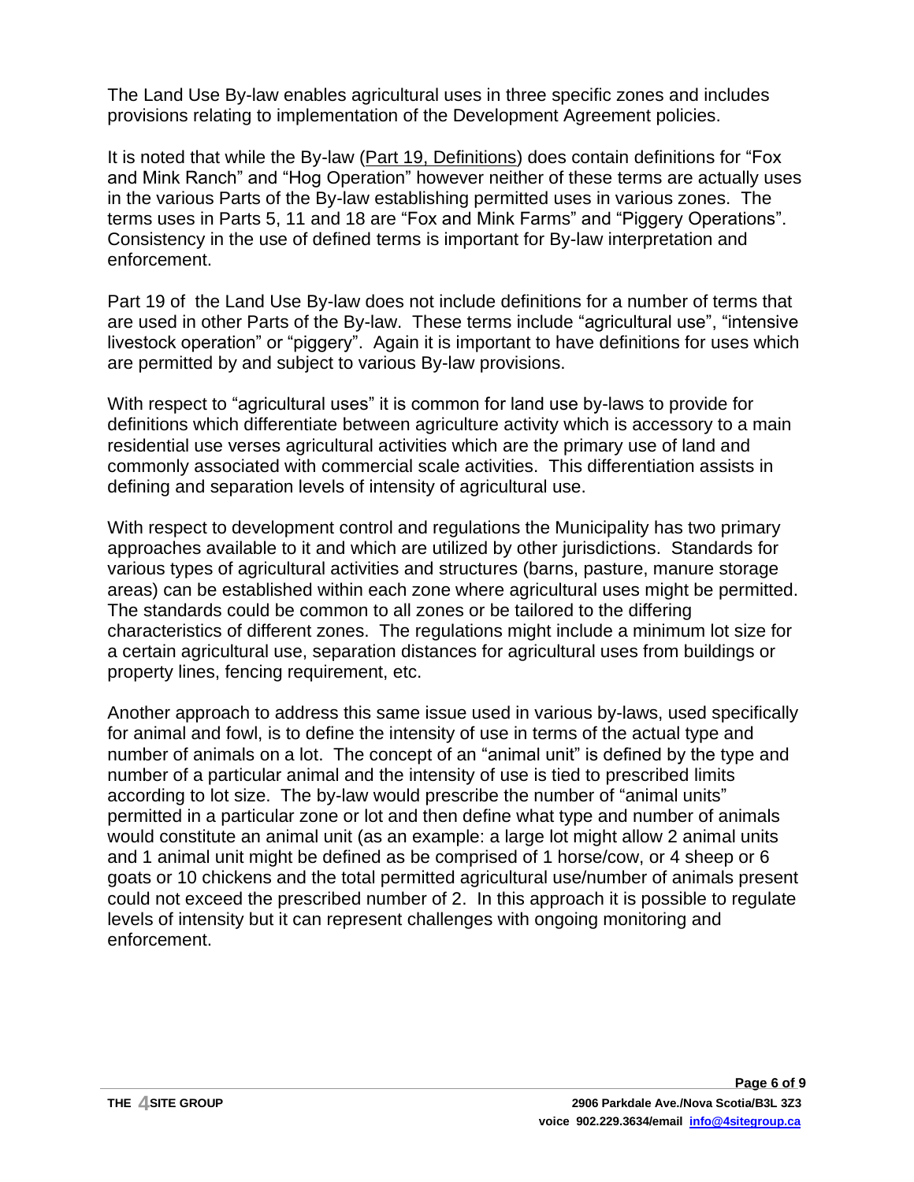The Land Use By-law enables agricultural uses in three specific zones and includes provisions relating to implementation of the Development Agreement policies.

It is noted that while the By-law (Part 19, Definitions) does contain definitions for "Fox and Mink Ranch" and "Hog Operation" however neither of these terms are actually uses in the various Parts of the By-law establishing permitted uses in various zones. The terms uses in Parts 5, 11 and 18 are "Fox and Mink Farms" and "Piggery Operations". Consistency in the use of defined terms is important for By-law interpretation and enforcement.

Part 19 of the Land Use By-law does not include definitions for a number of terms that are used in other Parts of the By-law. These terms include "agricultural use", "intensive livestock operation" or "piggery". Again it is important to have definitions for uses which are permitted by and subject to various By-law provisions.

With respect to "agricultural uses" it is common for land use by-laws to provide for definitions which differentiate between agriculture activity which is accessory to a main residential use verses agricultural activities which are the primary use of land and commonly associated with commercial scale activities. This differentiation assists in defining and separation levels of intensity of agricultural use.

With respect to development control and regulations the Municipality has two primary approaches available to it and which are utilized by other jurisdictions. Standards for various types of agricultural activities and structures (barns, pasture, manure storage areas) can be established within each zone where agricultural uses might be permitted. The standards could be common to all zones or be tailored to the differing characteristics of different zones. The regulations might include a minimum lot size for a certain agricultural use, separation distances for agricultural uses from buildings or property lines, fencing requirement, etc.

Another approach to address this same issue used in various by-laws, used specifically for animal and fowl, is to define the intensity of use in terms of the actual type and number of animals on a lot. The concept of an "animal unit" is defined by the type and number of a particular animal and the intensity of use is tied to prescribed limits according to lot size. The by-law would prescribe the number of "animal units" permitted in a particular zone or lot and then define what type and number of animals would constitute an animal unit (as an example: a large lot might allow 2 animal units and 1 animal unit might be defined as be comprised of 1 horse/cow, or 4 sheep or 6 goats or 10 chickens and the total permitted agricultural use/number of animals present could not exceed the prescribed number of 2. In this approach it is possible to regulate levels of intensity but it can represent challenges with ongoing monitoring and enforcement.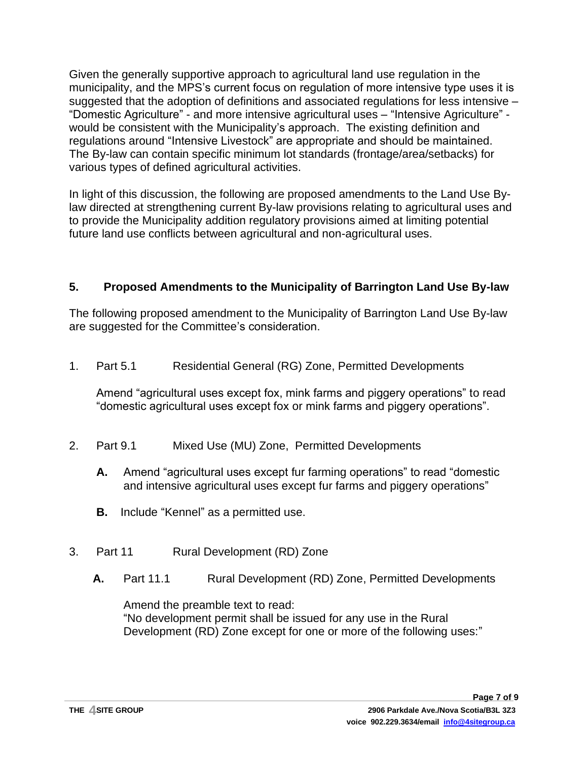Given the generally supportive approach to agricultural land use regulation in the municipality, and the MPS's current focus on regulation of more intensive type uses it is suggested that the adoption of definitions and associated regulations for less intensive – "Domestic Agriculture" - and more intensive agricultural uses – "Intensive Agriculture" - would be consistent with the Municipality's approach. The existing definition and regulations around "Intensive Livestock" are appropriate and should be maintained. The By-law can contain specific minimum lot standards (frontage/area/setbacks) for various types of defined agricultural activities.

In light of this discussion, the following are proposed amendments to the Land Use By-law directed at strengthening current By-law provisions relating to agricultural uses and to provide the Municipality addition regulatory provisions aimed at limiting potential future land use conflicts between agricultural and non-agricultural uses.

## 5. Proposed Amendments to the Municipality of Barrington Land Use By-law

The following proposed amendment to the Municipality of Barrington Land Use By-law are suggested for the Committee's consideration.

1. Part 5.1 Residential General (RG) Zone, Permitted Developments

   Amend "agricultural uses except fox, mink farms and piggery operations" to read "domestic agricultural uses except fox or mink farms and piggery operations".

2. Part 9.1 Mixed Use (MU) Zone, Permitted Developments

   **A.** Amend "agricultural uses except fur farming operations" to read "domestic and intensive agricultural uses except fur farms and piggery operations"

   **B.** Include "Kennel" as a permitted use.

3. Part 11 Rural Development (RD) Zone

   **A.** Part 11.1 Rural Development (RD) Zone, Permitted Developments

   Amend the preamble text to read:
   "No development permit shall be issued for any use in the Rural Development (RD) Zone except for one or more of the following uses:"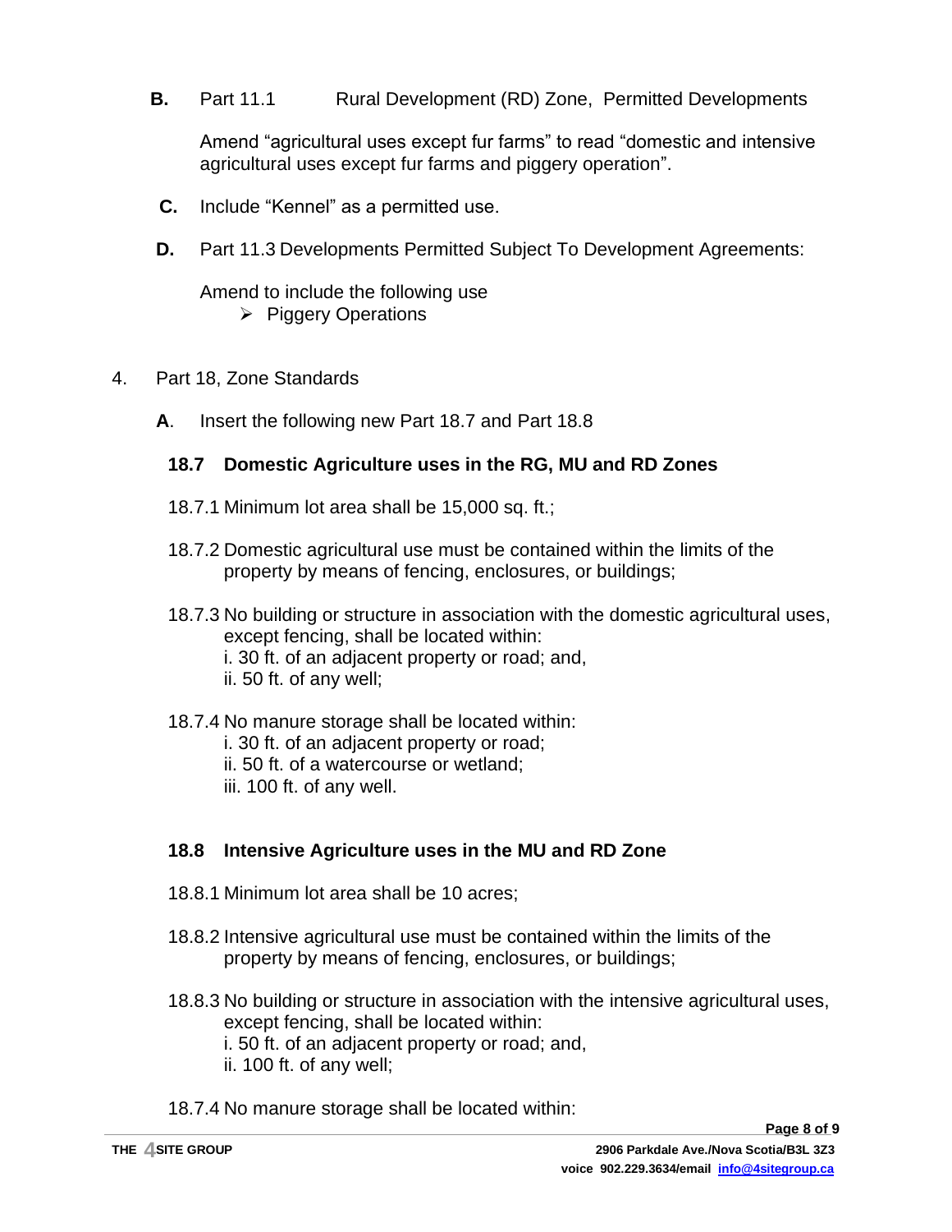**B.** Part 11.1 Rural Development (RD) Zone, Permitted Developments

Amend "agricultural uses except fur farms" to read "domestic and intensive agricultural uses except fur farms and piggery operation".

**C.** Include "Kennel" as a permitted use.

**D.** Part 11.3 Developments Permitted Subject To Development Agreements:

Amend to include the following use

- Piggery Operations

4. Part 18, Zone Standards

**A**. Insert the following new Part 18.7 and Part 18.8

**18.7 Domestic Agriculture uses in the RG, MU and RD Zones**

18.7.1 Minimum lot area shall be 15,000 sq. ft.;

18.7.2 Domestic agricultural use must be contained within the limits of the property by means of fencing, enclosures, or buildings;

18.7.3 No building or structure in association with the domestic agricultural uses, except fencing, shall be located within:
i. 30 ft. of an adjacent property or road; and,
ii. 50 ft. of any well;

18.7.4 No manure storage shall be located within:
i. 30 ft. of an adjacent property or road;
ii. 50 ft. of a watercourse or wetland;
iii. 100 ft. of any well.

**18.8 Intensive Agriculture uses in the MU and RD Zone**

18.8.1 Minimum lot area shall be 10 acres;

18.8.2 Intensive agricultural use must be contained within the limits of the property by means of fencing, enclosures, or buildings;

18.8.3 No building or structure in association with the intensive agricultural uses, except fencing, shall be located within:
i. 50 ft. of an adjacent property or road; and,
ii. 100 ft. of any well;

18.7.4 No manure storage shall be located within: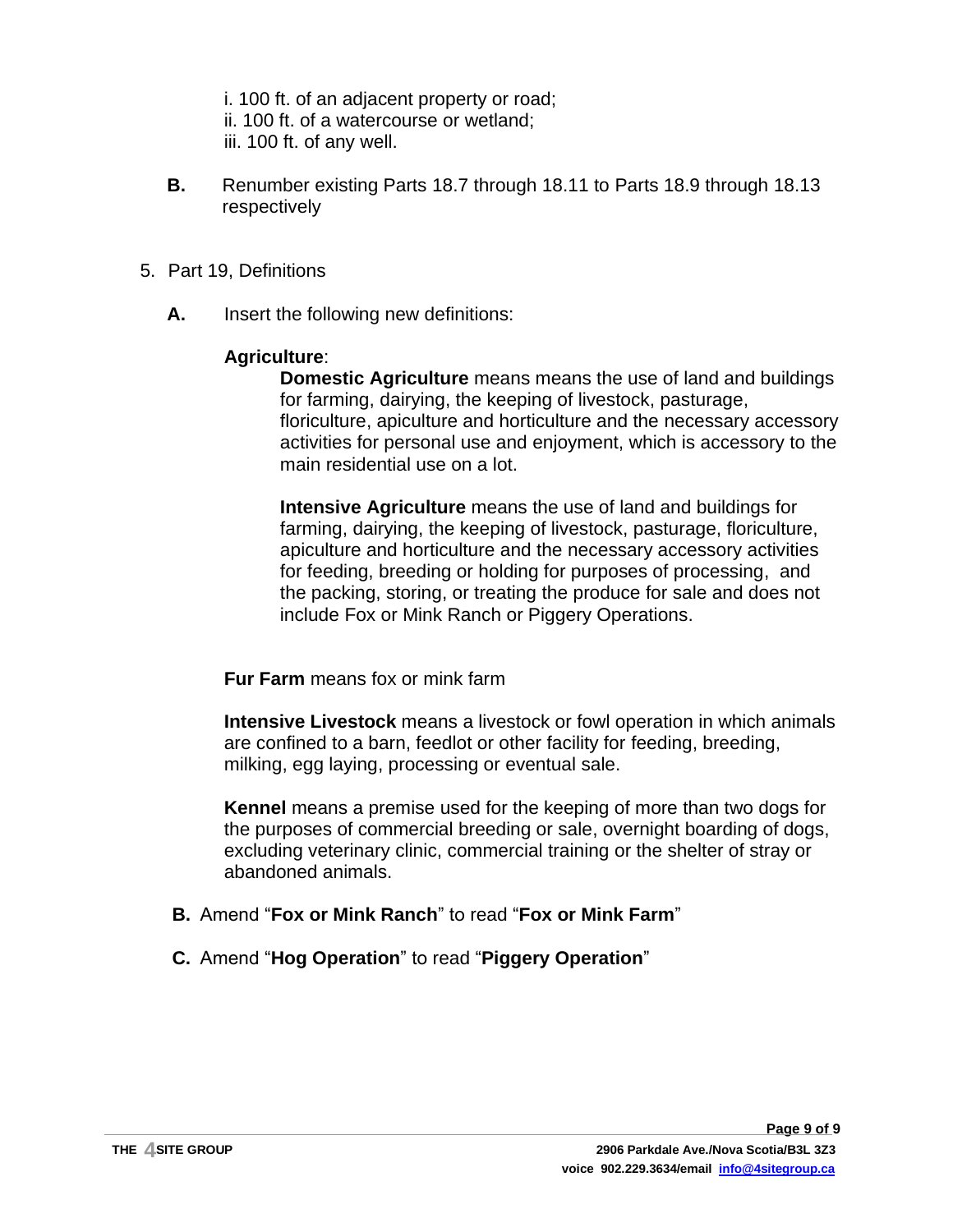i. 100 ft. of an adjacent property or road;
ii. 100 ft. of a watercourse or wetland;
iii. 100 ft. of any well.

**B.** Renumber existing Parts 18.7 through 18.11 to Parts 18.9 through 18.13 respectively

5. Part 19, Definitions

   **A.** Insert the following new definitions:

   **Agriculture**:

   **Domestic Agriculture** means means the use of land and buildings for farming, dairying, the keeping of livestock, pasturage, floriculture, apiculture and horticulture and the necessary accessory activities for personal use and enjoyment, which is accessory to the main residential use on a lot.

   **Intensive Agriculture** means the use of land and buildings for farming, dairying, the keeping of livestock, pasturage, floriculture, apiculture and horticulture and the necessary accessory activities for feeding, breeding or holding for purposes of processing, and the packing, storing, or treating the produce for sale and does not include Fox or Mink Ranch or Piggery Operations.

   **Fur Farm** means fox or mink farm

   **Intensive Livestock** means a livestock or fowl operation in which animals are confined to a barn, feedlot or other facility for feeding, breeding, milking, egg laying, processing or eventual sale.

   **Kennel** means a premise used for the keeping of more than two dogs for the purposes of commercial breeding or sale, overnight boarding of dogs, excluding veterinary clinic, commercial training or the shelter of stray or abandoned animals.

   **B.** Amend "**Fox or Mink Ranch**" to read "**Fox or Mink Farm**"

   **C.** Amend "**Hog Operation**" to read "**Piggery Operation**"